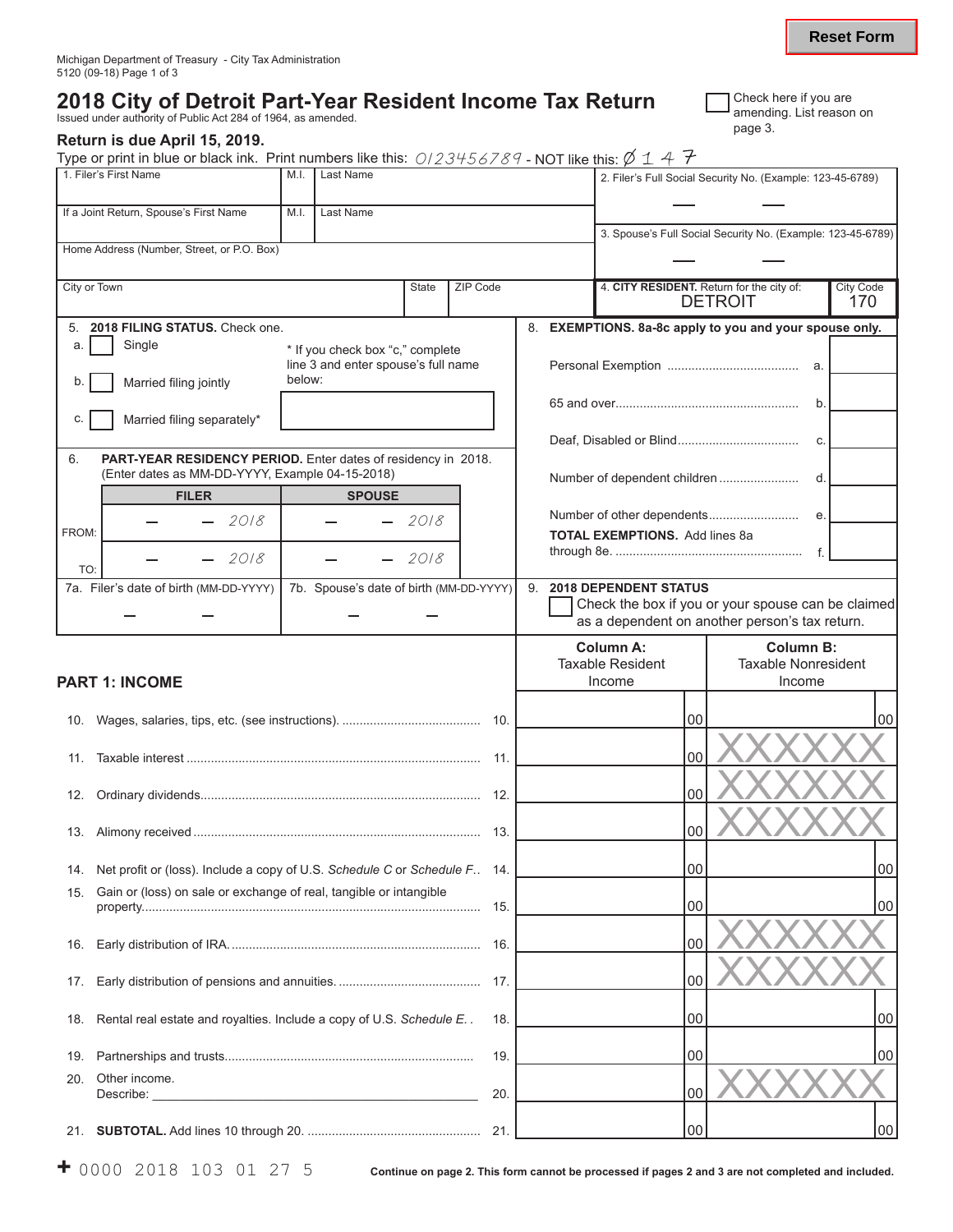Reset Form

Michigan Department of Treasury - City Tax Administration
5120 (09-18) Page 1 of 3

# 2018 City of Detroit Part-Year Resident Income Tax Return

Issued under authority of Public Act 284 of 1964, as amended.

☐ Check here if you are amending. List reason on page 3.

**Return is due April 15, 2019.**

Type or print in blue or black ink. Print numbers like this: 0123456789 - NOT like this: Ø 1 4 7

| 1. Filer's First Name | M.I. | Last Name | 2. Filer's Full Social Security No. (Example: 123-45-6789) |
|---|---|---|---|
| If a Joint Return, Spouse's First Name | M.I. | Last Name | 3. Spouse's Full Social Security No. (Example: 123-45-6789) |
| Home Address (Number, Street, or P.O. Box) | | | |
| City or Town | State | ZIP Code | 4. **CITY RESIDENT.** Return for the city of: DETROIT — City Code 170 |

**5. 2018 FILING STATUS.** Check one.

a. ☐ Single

b. ☐ Married filing jointly

c. ☐ Married filing separately*

\* If you check box "c," complete line 3 and enter spouse's full name below:

**6. PART-YEAR RESIDENCY PERIOD.** Enter dates of residency in 2018. (Enter dates as MM-DD-YYYY, Example 04-15-2018)

| | FILER | SPOUSE |
|---|---|---|
| FROM: | – – 2018 | – – 2018 |
| TO: | – – 2018 | – – 2018 |

7a. Filer's date of birth (MM-DD-YYYY)

7b. Spouse's date of birth (MM-DD-YYYY)

**8. EXEMPTIONS. 8a-8c apply to you and your spouse only.**

| | | |
|---|---|---|
| Personal Exemption | a. | |
| 65 and over | b. | |
| Deaf, Disabled or Blind | c. | |
| Number of dependent children | d. | |
| Number of other dependents | e. | |
| **TOTAL EXEMPTIONS.** Add lines 8a through 8e. | f. | |

**9. 2018 DEPENDENT STATUS**
☐ Check the box if you or your spouse can be claimed as a dependent on another person's tax return.

## PART 1: INCOME

| Line | Description | | Column A: Taxable Resident Income | Column B: Taxable Nonresident Income |
|---|---|---|---|---|
| 10. | Wages, salaries, tips, etc. (see instructions). | 10. | 00 | 00 |
| 11. | Taxable interest | 11. | 00 | XXXXXX |
| 12. | Ordinary dividends | 12. | 00 | XXXXXX |
| 13. | Alimony received | 13. | 00 | XXXXXX |
| 14. | Net profit or (loss). Include a copy of U.S. *Schedule C* or *Schedule F*. | 14. | 00 | 00 |
| 15. | Gain or (loss) on sale or exchange of real, tangible or intangible property | 15. | 00 | 00 |
| 16. | Early distribution of IRA. | 16. | 00 | XXXXXX |
| 17. | Early distribution of pensions and annuities. | 17. | 00 | XXXXXX |
| 18. | Rental real estate and royalties. Include a copy of U.S. *Schedule E*. | 18. | 00 | 00 |
| 19. | Partnerships and trusts | 19. | 00 | 00 |
| 20. | Other income. Describe: | 20. | 00 | XXXXXX |
| 21. | **SUBTOTAL.** Add lines 10 through 20. | 21. | 00 | 00 |

+ 0000 2018 103 01 27 5

**Continue on page 2. This form cannot be processed if pages 2 and 3 are not completed and included.**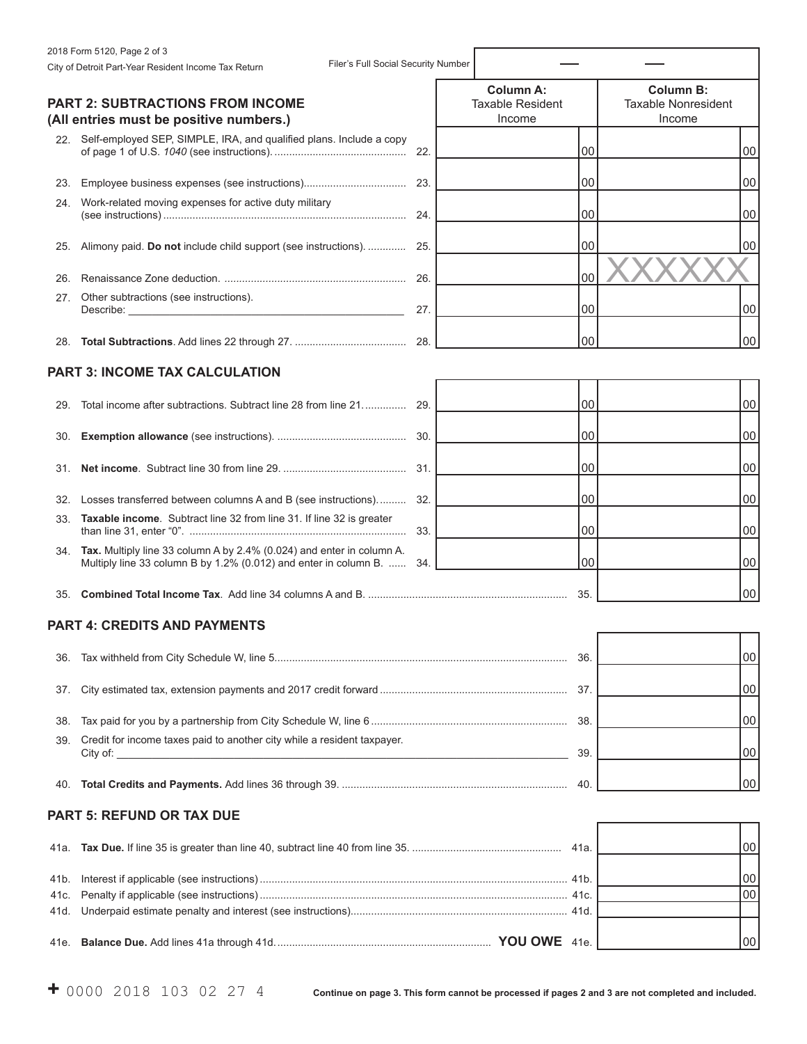2018 Form 5120, Page 2 of 3

City of Detroit Part-Year Resident Income Tax Return

Filer's Full Social Security Number

## PART 2: SUBTRACTIONS FROM INCOME (All entries must be positive numbers.)

| | | Column A: Taxable Resident Income | Column B: Taxable Nonresident Income |
|---|---|---|---|
| 22. | Self-employed SEP, SIMPLE, IRA, and qualified plans. Include a copy of page 1 of U.S. *1040* (see instructions). | 00 | 00 |
| 23. | Employee business expenses (see instructions) | 00 | 00 |
| 24. | Work-related moving expenses for active duty military (see instructions) | 00 | 00 |
| 25. | Alimony paid. **Do not** include child support (see instructions). | 00 | 00 |
| 26. | Renaissance Zone deduction. | 00 | XXXXXX |
| 27. | Other subtractions (see instructions). Describe: ______ | 00 | 00 |
| 28. | **Total Subtractions**. Add lines 22 through 27. | 00 | 00 |

## PART 3: INCOME TAX CALCULATION

| | | Column A | Column B |
|---|---|---|---|
| 29. | Total income after subtractions. Subtract line 28 from line 21. | 00 | 00 |
| 30. | **Exemption allowance** (see instructions). | 00 | 00 |
| 31. | **Net income**. Subtract line 30 from line 29. | 00 | 00 |
| 32. | Losses transferred between columns A and B (see instructions). | 00 | 00 |
| 33. | **Taxable income**. Subtract line 32 from line 31. If line 32 is greater than line 31, enter "0". | 00 | 00 |
| 34. | **Tax.** Multiply line 33 column A by 2.4% (0.024) and enter in column A. Multiply line 33 column B by 1.2% (0.012) and enter in column B. | 00 | 00 |
| 35. | **Combined Total Income Tax**. Add line 34 columns A and B. | | 00 |

## PART 4: CREDITS AND PAYMENTS

| | | |
|---|---|---|
| 36. | Tax withheld from City Schedule W, line 5 | 00 |
| 37. | City estimated tax, extension payments and 2017 credit forward | 00 |
| 38. | Tax paid for you by a partnership from City Schedule W, line 6 | 00 |
| 39. | Credit for income taxes paid to another city while a resident taxpayer. City of: ______ | 00 |
| 40. | **Total Credits and Payments.** Add lines 36 through 39. | 00 |

## PART 5: REFUND OR TAX DUE

| | | |
|---|---|---|
| 41a. | **Tax Due.** If line 35 is greater than line 40, subtract line 40 from line 35. | 00 |
| 41b. | Interest if applicable (see instructions) | 00 |
| 41c. | Penalty if applicable (see instructions) | 00 |
| 41d. | Underpaid estimate penalty and interest (see instructions) | |
| 41e. | **Balance Due.** Add lines 41a through 41d. **YOU OWE** | 00 |

+ 0000 2018 103 02 27 4

**Continue on page 3. This form cannot be processed if pages 2 and 3 are not completed and included.**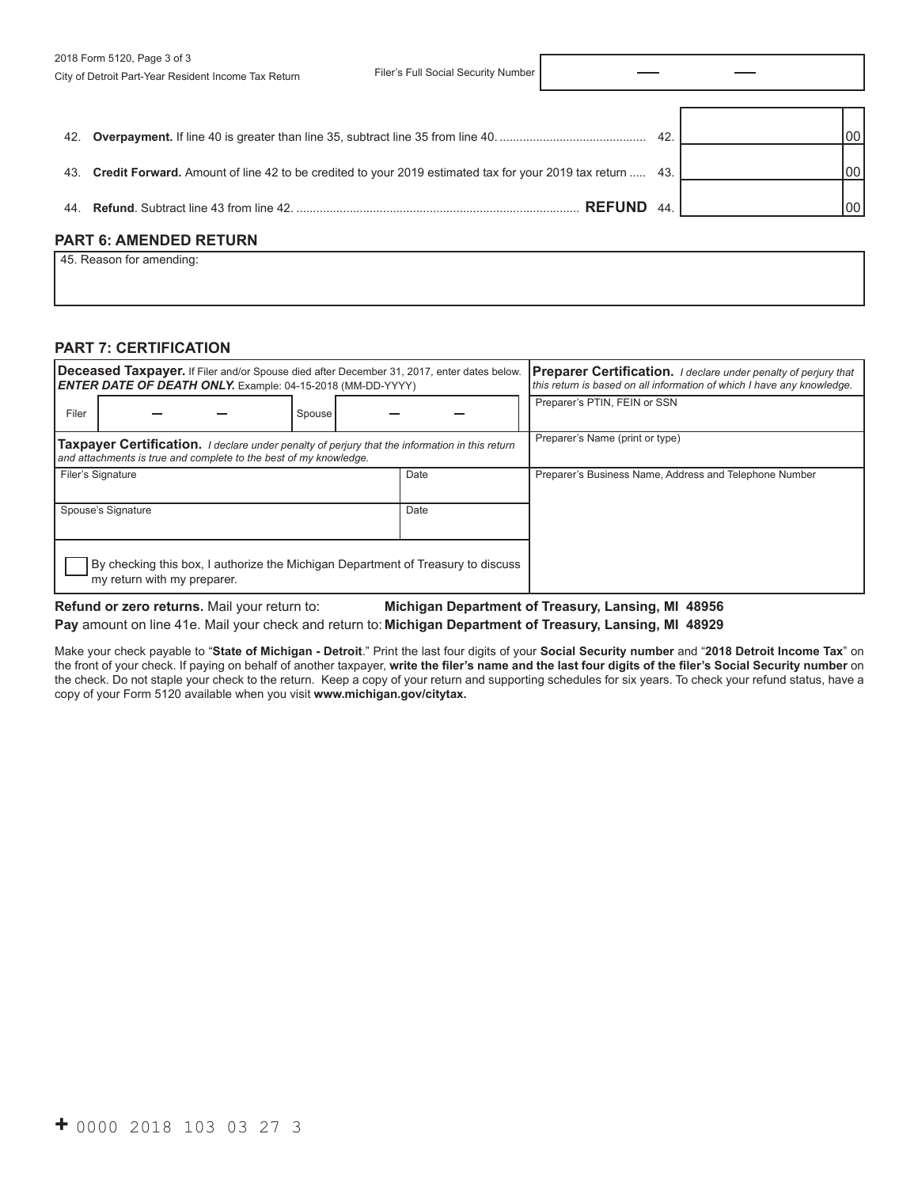Filer's Full Social Security Number

| | | |
|---|---|---|
| 42. **Overpayment.** If line 40 is greater than line 35, subtract line 35 from line 40. | 42. | 00 |
| 43. **Credit Forward.** Amount of line 42 to be credited to your 2019 estimated tax for your 2019 tax return | 43. | 00 |
| 44. **Refund**. Subtract line 43 from line 42. **REFUND** | 44. | 00 |

## PART 6: AMENDED RETURN

45. Reason for amending:

## PART 7: CERTIFICATION

**Deceased Taxpayer.** If Filer and/or Spouse died after December 31, 2017, enter dates below. ***ENTER DATE OF DEATH ONLY.*** Example: 04-15-2018 (MM-DD-YYYY)

| | | | |
|---|---|---|---|
| Filer | — — | Spouse | — — |

**Taxpayer Certification.** *I declare under penalty of perjury that the information in this return and attachments is true and complete to the best of my knowledge.*

| | |
|---|---|
| Filer's Signature | Date |
| Spouse's Signature | Date |

☐ By checking this box, I authorize the Michigan Department of Treasury to discuss my return with my preparer.

**Preparer Certification.** *I declare under penalty of perjury that this return is based on all information of which I have any knowledge.*

Preparer's PTIN, FEIN or SSN

Preparer's Name (print or type)

Preparer's Business Name, Address and Telephone Number

**Refund or zero returns.** Mail your return to: **Michigan Department of Treasury, Lansing, MI 48956**

**Pay** amount on line 41e. Mail your check and return to: **Michigan Department of Treasury, Lansing, MI 48929**

Make your check payable to "**State of Michigan - Detroit**." Print the last four digits of your **Social Security number** and "**2018 Detroit Income Tax**" on the front of your check. If paying on behalf of another taxpayer, **write the filer's name and the last four digits of the filer's Social Security number** on the check. Do not staple your check to the return. Keep a copy of your return and supporting schedules for six years. To check your refund status, have a copy of your Form 5120 available when you visit **www.michigan.gov/citytax.**

+ 0000 2018 103 03 27 3